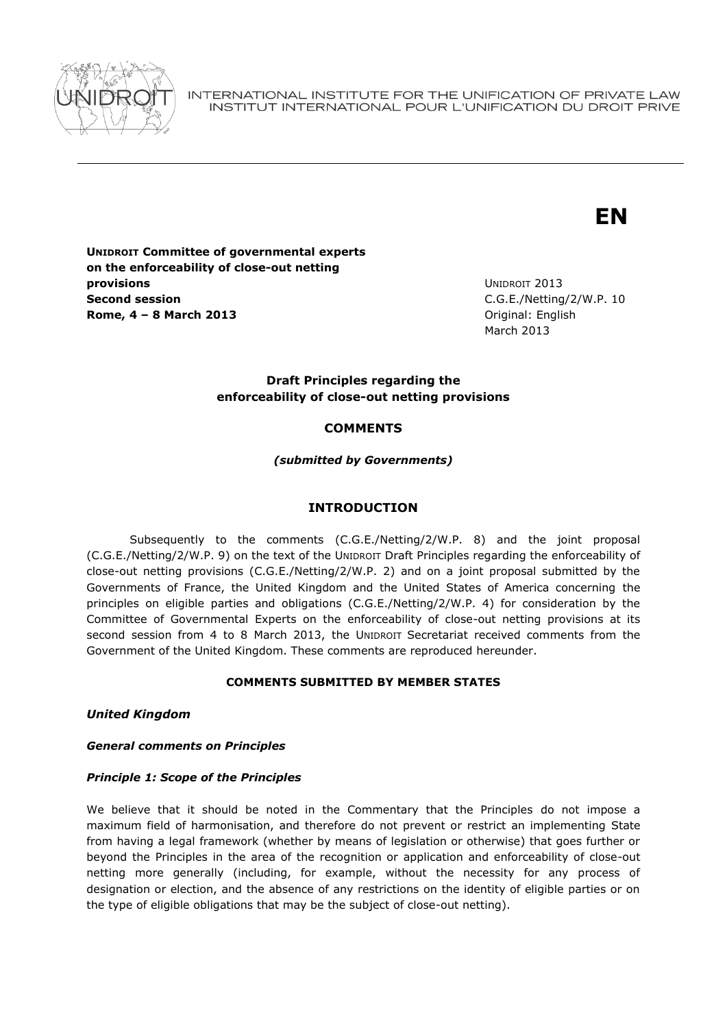INTERNATIONAL INSTITUTE FOR THE UNIFICATION OF PRIVATE LAW
INSTITUT INTERNATIONAL POUR L'UNIFICATION DU DROIT PRIVE

**EN**

**UNIDROIT Committee of governmental experts on the enforceability of close-out netting provisions**
**Second session**
**Rome, 4 – 8 March 2013**

UNIDROIT 2013
C.G.E./Netting/2/W.P. 10
Original: English
March 2013

**Draft Principles regarding the enforceability of close-out netting provisions**

**COMMENTS**

***(submitted by Governments)***

## INTRODUCTION

Subsequently to the comments (C.G.E./Netting/2/W.P. 8) and the joint proposal (C.G.E./Netting/2/W.P. 9) on the text of the UNIDROIT Draft Principles regarding the enforceability of close-out netting provisions (C.G.E./Netting/2/W.P. 2) and on a joint proposal submitted by the Governments of France, the United Kingdom and the United States of America concerning the principles on eligible parties and obligations (C.G.E./Netting/2/W.P. 4) for consideration by the Committee of Governmental Experts on the enforceability of close-out netting provisions at its second session from 4 to 8 March 2013, the UNIDROIT Secretariat received comments from the Government of the United Kingdom. These comments are reproduced hereunder.

**COMMENTS SUBMITTED BY MEMBER STATES**

***United Kingdom***

***General comments on Principles***

***Principle 1: Scope of the Principles***

We believe that it should be noted in the Commentary that the Principles do not impose a maximum field of harmonisation, and therefore do not prevent or restrict an implementing State from having a legal framework (whether by means of legislation or otherwise) that goes further or beyond the Principles in the area of the recognition or application and enforceability of close-out netting more generally (including, for example, without the necessity for any process of designation or election, and the absence of any restrictions on the identity of eligible parties or on the type of eligible obligations that may be the subject of close-out netting).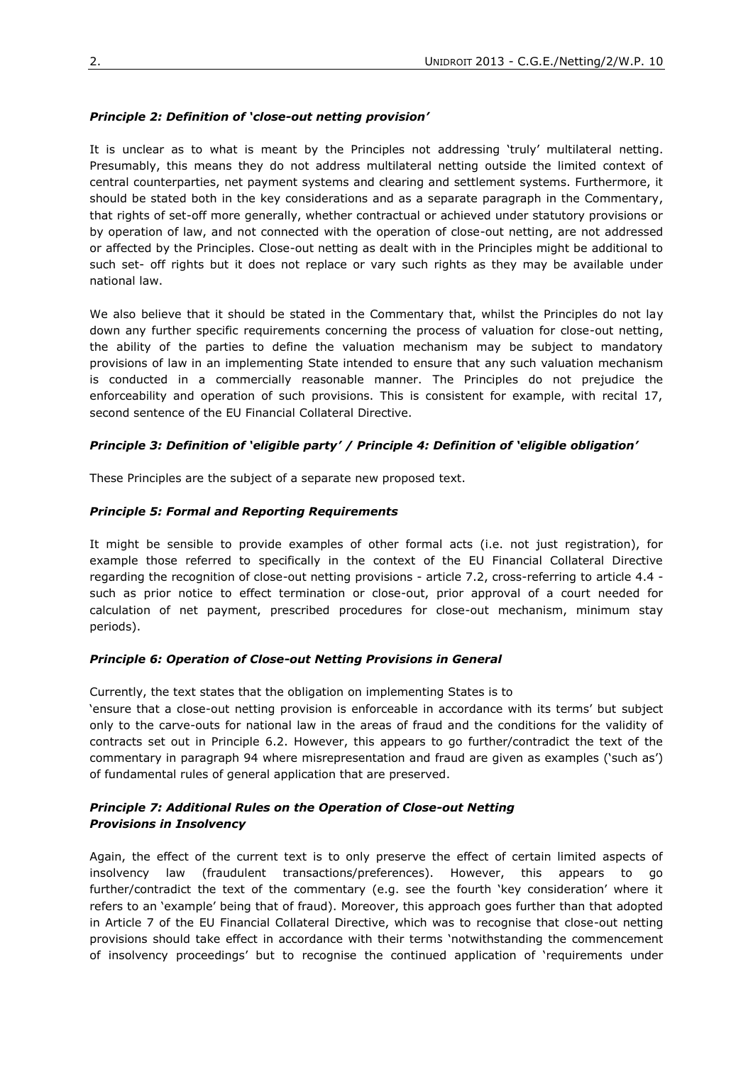### *Principle 2: Definition of 'close-out netting provision'*

It is unclear as to what is meant by the Principles not addressing 'truly' multilateral netting. Presumably, this means they do not address multilateral netting outside the limited context of central counterparties, net payment systems and clearing and settlement systems. Furthermore, it should be stated both in the key considerations and as a separate paragraph in the Commentary, that rights of set-off more generally, whether contractual or achieved under statutory provisions or by operation of law, and not connected with the operation of close-out netting, are not addressed or affected by the Principles. Close-out netting as dealt with in the Principles might be additional to such set- off rights but it does not replace or vary such rights as they may be available under national law.

We also believe that it should be stated in the Commentary that, whilst the Principles do not lay down any further specific requirements concerning the process of valuation for close-out netting, the ability of the parties to define the valuation mechanism may be subject to mandatory provisions of law in an implementing State intended to ensure that any such valuation mechanism is conducted in a commercially reasonable manner. The Principles do not prejudice the enforceability and operation of such provisions. This is consistent for example, with recital 17, second sentence of the EU Financial Collateral Directive.

### *Principle 3: Definition of 'eligible party' / Principle 4: Definition of 'eligible obligation'*

These Principles are the subject of a separate new proposed text.

### *Principle 5: Formal and Reporting Requirements*

It might be sensible to provide examples of other formal acts (i.e. not just registration), for example those referred to specifically in the context of the EU Financial Collateral Directive regarding the recognition of close-out netting provisions - article 7.2, cross-referring to article 4.4 - such as prior notice to effect termination or close-out, prior approval of a court needed for calculation of net payment, prescribed procedures for close-out mechanism, minimum stay periods).

### *Principle 6: Operation of Close-out Netting Provisions in General*

Currently, the text states that the obligation on implementing States is to
'ensure that a close-out netting provision is enforceable in accordance with its terms' but subject only to the carve-outs for national law in the areas of fraud and the conditions for the validity of contracts set out in Principle 6.2. However, this appears to go further/contradict the text of the commentary in paragraph 94 where misrepresentation and fraud are given as examples ('such as') of fundamental rules of general application that are preserved.

### *Principle 7: Additional Rules on the Operation of Close-out Netting Provisions in Insolvency*

Again, the effect of the current text is to only preserve the effect of certain limited aspects of insolvency law (fraudulent transactions/preferences). However, this appears to go further/contradict the text of the commentary (e.g. see the fourth 'key consideration' where it refers to an 'example' being that of fraud). Moreover, this approach goes further than that adopted in Article 7 of the EU Financial Collateral Directive, which was to recognise that close-out netting provisions should take effect in accordance with their terms 'notwithstanding the commencement of insolvency proceedings' but to recognise the continued application of 'requirements under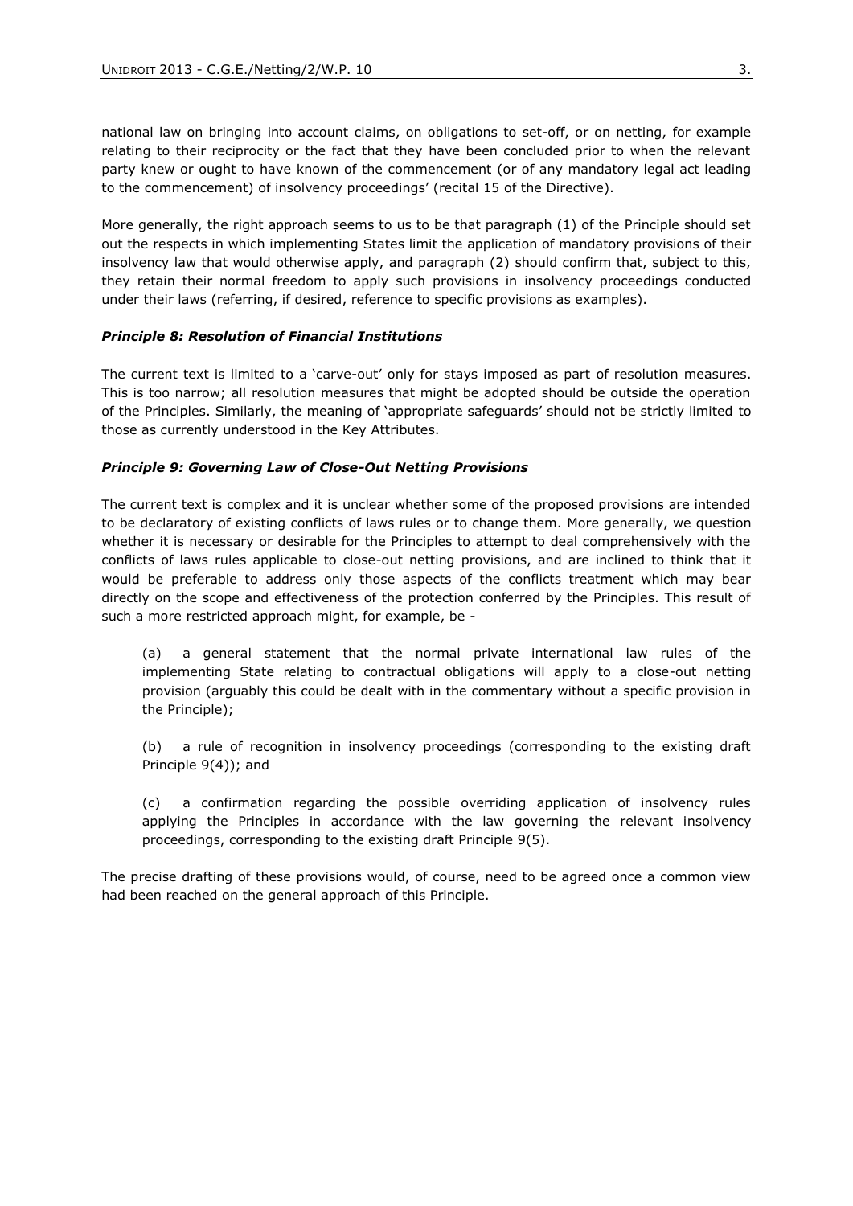national law on bringing into account claims, on obligations to set-off, or on netting, for example relating to their reciprocity or the fact that they have been concluded prior to when the relevant party knew or ought to have known of the commencement (or of any mandatory legal act leading to the commencement) of insolvency proceedings' (recital 15 of the Directive).

More generally, the right approach seems to us to be that paragraph (1) of the Principle should set out the respects in which implementing States limit the application of mandatory provisions of their insolvency law that would otherwise apply, and paragraph (2) should confirm that, subject to this, they retain their normal freedom to apply such provisions in insolvency proceedings conducted under their laws (referring, if desired, reference to specific provisions as examples).

***Principle 8: Resolution of Financial Institutions***

The current text is limited to a 'carve-out' only for stays imposed as part of resolution measures. This is too narrow; all resolution measures that might be adopted should be outside the operation of the Principles. Similarly, the meaning of 'appropriate safeguards' should not be strictly limited to those as currently understood in the Key Attributes.

***Principle 9: Governing Law of Close-Out Netting Provisions***

The current text is complex and it is unclear whether some of the proposed provisions are intended to be declaratory of existing conflicts of laws rules or to change them. More generally, we question whether it is necessary or desirable for the Principles to attempt to deal comprehensively with the conflicts of laws rules applicable to close-out netting provisions, and are inclined to think that it would be preferable to address only those aspects of the conflicts treatment which may bear directly on the scope and effectiveness of the protection conferred by the Principles. This result of such a more restricted approach might, for example, be -

(a) a general statement that the normal private international law rules of the implementing State relating to contractual obligations will apply to a close-out netting provision (arguably this could be dealt with in the commentary without a specific provision in the Principle);

(b) a rule of recognition in insolvency proceedings (corresponding to the existing draft Principle 9(4)); and

(c) a confirmation regarding the possible overriding application of insolvency rules applying the Principles in accordance with the law governing the relevant insolvency proceedings, corresponding to the existing draft Principle 9(5).

The precise drafting of these provisions would, of course, need to be agreed once a common view had been reached on the general approach of this Principle.